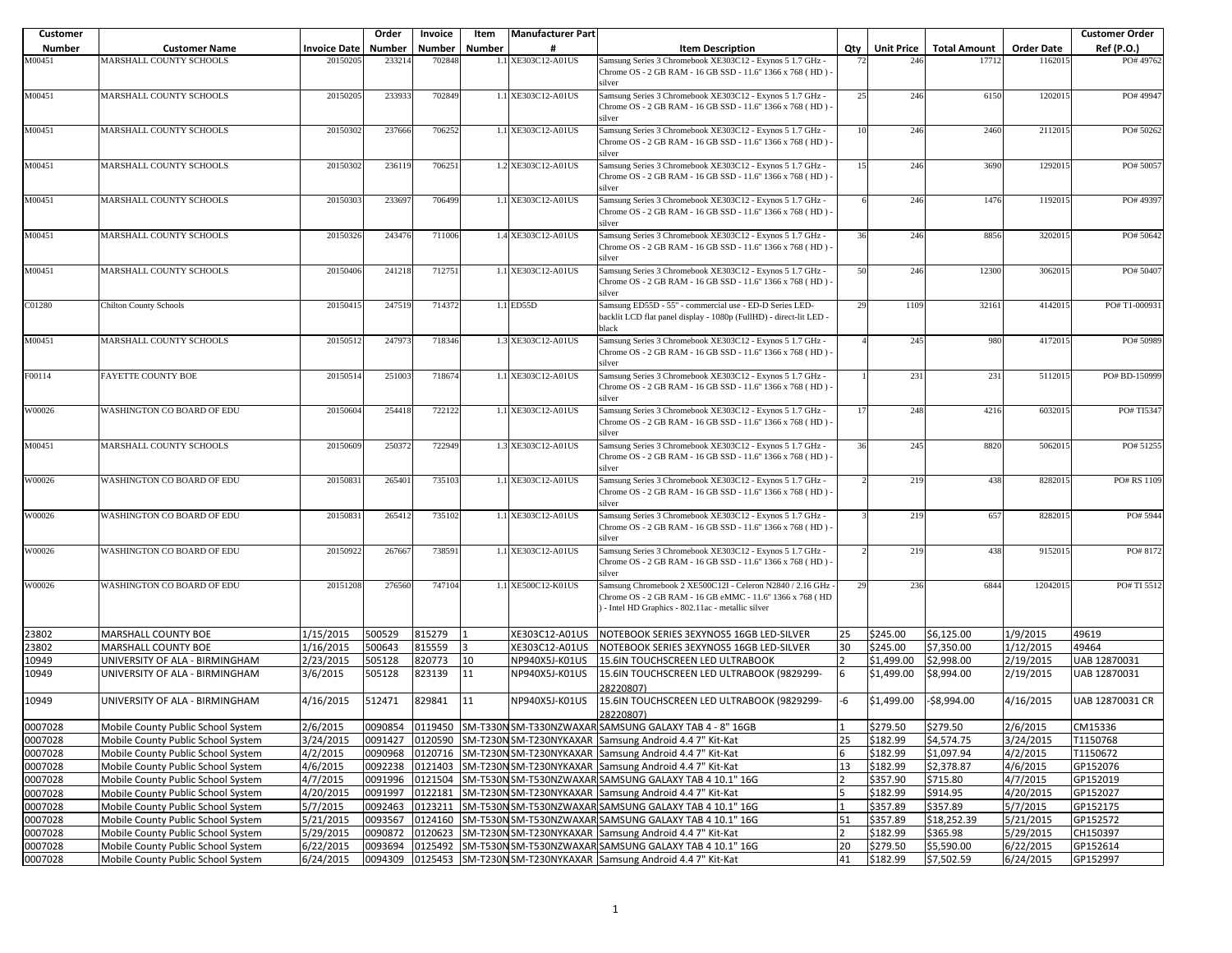| Customer Number | Customer Name | Invoice Date | Order Number | Invoice Number | Item Number | Manufacturer Part # | Item Description | Qty | Unit Price | Total Amount | Order Date | Customer Order Ref (P.O.) |
|---|---|---|---|---|---|---|---|---|---|---|---|---|
| M00451 | MARSHALL COUNTY SCHOOLS | 20150205 | 233214 | 702848 | 1.1 | XE303C12-A01US | Samsung Series 3 Chromebook XE303C12 - Exynos 5 1.7 GHz - Chrome OS - 2 GB RAM - 16 GB SSD - 11.6" 1366 x 768 ( HD ) - silver | 72 | 246 | 17712 | 1162015 | PO# 49762 |
| M00451 | MARSHALL COUNTY SCHOOLS | 20150205 | 233933 | 702849 | 1.1 | XE303C12-A01US | Samsung Series 3 Chromebook XE303C12 - Exynos 5 1.7 GHz - Chrome OS - 2 GB RAM - 16 GB SSD - 11.6" 1366 x 768 ( HD ) - silver | 25 | 246 | 6150 | 1202015 | PO# 49947 |
| M00451 | MARSHALL COUNTY SCHOOLS | 20150302 | 237666 | 706252 | 1.1 | XE303C12-A01US | Samsung Series 3 Chromebook XE303C12 - Exynos 5 1.7 GHz - Chrome OS - 2 GB RAM - 16 GB SSD - 11.6" 1366 x 768 ( HD ) - silver | 10 | 246 | 2460 | 2112015 | PO# 50262 |
| M00451 | MARSHALL COUNTY SCHOOLS | 20150302 | 236119 | 706251 | 1.2 | XE303C12-A01US | Samsung Series 3 Chromebook XE303C12 - Exynos 5 1.7 GHz - Chrome OS - 2 GB RAM - 16 GB SSD - 11.6" 1366 x 768 ( HD ) - silver | 15 | 246 | 3690 | 1292015 | PO# 50057 |
| M00451 | MARSHALL COUNTY SCHOOLS | 20150303 | 233697 | 706499 | 1.1 | XE303C12-A01US | Samsung Series 3 Chromebook XE303C12 - Exynos 5 1.7 GHz - Chrome OS - 2 GB RAM - 16 GB SSD - 11.6" 1366 x 768 ( HD ) - silver | 6 | 246 | 1476 | 1192015 | PO# 49397 |
| M00451 | MARSHALL COUNTY SCHOOLS | 20150326 | 243476 | 711006 | 1.4 | XE303C12-A01US | Samsung Series 3 Chromebook XE303C12 - Exynos 5 1.7 GHz - Chrome OS - 2 GB RAM - 16 GB SSD - 11.6" 1366 x 768 ( HD ) - silver | 36 | 246 | 8856 | 3202015 | PO# 50642 |
| M00451 | MARSHALL COUNTY SCHOOLS | 20150406 | 241218 | 712751 | 1.1 | XE303C12-A01US | Samsung Series 3 Chromebook XE303C12 - Exynos 5 1.7 GHz - Chrome OS - 2 GB RAM - 16 GB SSD - 11.6" 1366 x 768 ( HD ) - silver | 50 | 246 | 12300 | 3062015 | PO# 50407 |
| C01280 | Chilton County Schools | 20150415 | 247519 | 714372 | 1.1 | ED55D | Samsung ED55D - 55" - commercial use - ED-D Series LED-backlit LCD flat panel display - 1080p (FullHD) - direct-lit LED - black | 29 | 1109 | 32161 | 4142015 | PO# T1-000931 |
| M00451 | MARSHALL COUNTY SCHOOLS | 20150512 | 247973 | 718346 | 1.3 | XE303C12-A01US | Samsung Series 3 Chromebook XE303C12 - Exynos 5 1.7 GHz - Chrome OS - 2 GB RAM - 16 GB SSD - 11.6" 1366 x 768 ( HD ) - silver | 4 | 245 | 980 | 4172015 | PO# 50989 |
| F00114 | FAYETTE COUNTY BOE | 20150514 | 251003 | 718674 | 1.1 | XE303C12-A01US | Samsung Series 3 Chromebook XE303C12 - Exynos 5 1.7 GHz - Chrome OS - 2 GB RAM - 16 GB SSD - 11.6" 1366 x 768 ( HD ) - silver | 1 | 231 | 231 | 5112015 | PO# BD-150999 |
| W00026 | WASHINGTON CO BOARD OF EDU | 20150604 | 254418 | 722122 | 1.1 | XE303C12-A01US | Samsung Series 3 Chromebook XE303C12 - Exynos 5 1.7 GHz - Chrome OS - 2 GB RAM - 16 GB SSD - 11.6" 1366 x 768 ( HD ) - silver | 17 | 248 | 4216 | 6032015 | PO# TI5347 |
| M00451 | MARSHALL COUNTY SCHOOLS | 20150609 | 250372 | 722949 | 1.3 | XE303C12-A01US | Samsung Series 3 Chromebook XE303C12 - Exynos 5 1.7 GHz - Chrome OS - 2 GB RAM - 16 GB SSD - 11.6" 1366 x 768 ( HD ) - silver | 36 | 245 | 8820 | 5062015 | PO# 51255 |
| W00026 | WASHINGTON CO BOARD OF EDU | 20150831 | 265401 | 735103 | 1.1 | XE303C12-A01US | Samsung Series 3 Chromebook XE303C12 - Exynos 5 1.7 GHz - Chrome OS - 2 GB RAM - 16 GB SSD - 11.6" 1366 x 768 ( HD ) - silver | 2 | 219 | 438 | 8282015 | PO# RS 1109 |
| W00026 | WASHINGTON CO BOARD OF EDU | 20150831 | 265412 | 735102 | 1.1 | XE303C12-A01US | Samsung Series 3 Chromebook XE303C12 - Exynos 5 1.7 GHz - Chrome OS - 2 GB RAM - 16 GB SSD - 11.6" 1366 x 768 ( HD ) - silver | 3 | 219 | 657 | 8282015 | PO# 5944 |
| W00026 | WASHINGTON CO BOARD OF EDU | 20150922 | 267667 | 738591 | 1.1 | XE303C12-A01US | Samsung Series 3 Chromebook XE303C12 - Exynos 5 1.7 GHz - Chrome OS - 2 GB RAM - 16 GB SSD - 11.6" 1366 x 768 ( HD ) - silver | 2 | 219 | 438 | 9152015 | PO# 8172 |
| W00026 | WASHINGTON CO BOARD OF EDU | 20151208 | 276560 | 747104 | 1.1 | XE500C12-K01US | Samsung Chromebook 2 XE500C12I - Celeron N2840 / 2.16 GHz - Chrome OS - 2 GB RAM - 16 GB eMMC - 11.6" 1366 x 768 ( HD ) - Intel HD Graphics - 802.11ac - metallic silver | 29 | 236 | 6844 | 12042015 | PO# TI 5512 |
| 23802 | MARSHALL COUNTY BOE | 1/15/2015 | 500529 | 815279 | 1 | XE303C12-A01US | NOTEBOOK SERIES 3EXYNOS5 16GB LED-SILVER | 25 | $245.00 | $6,125.00 | 1/9/2015 | 49619 |
| 23802 | MARSHALL COUNTY BOE | 1/16/2015 | 500643 | 815559 | 3 | XE303C12-A01US | NOTEBOOK SERIES 3EXYNOS5 16GB LED-SILVER | 30 | $245.00 | $7,350.00 | 1/12/2015 | 49464 |
| 10949 | UNIVERSITY OF ALA - BIRMINGHAM | 2/23/2015 | 505128 | 820773 | 10 | NP940X5J-K01US | 15.6IN TOUCHSCREEN LED ULTRABOOK | 2 | $1,499.00 | $2,998.00 | 2/19/2015 | UAB 12870031 |
| 10949 | UNIVERSITY OF ALA - BIRMINGHAM | 3/6/2015 | 505128 | 823139 | 11 | NP940X5J-K01US | 15.6IN TOUCHSCREEN LED ULTRABOOK (9829299-28220807) | 6 | $1,499.00 | $8,994.00 | 2/19/2015 | UAB 12870031 |
| 10949 | UNIVERSITY OF ALA - BIRMINGHAM | 4/16/2015 | 512471 | 829841 | 11 | NP940X5J-K01US | 15.6IN TOUCHSCREEN LED ULTRABOOK (9829299-28220807) | -6 | $1,499.00 | -$8,994.00 | 4/16/2015 | UAB 12870031 CR |
| 0007028 | Mobile County Public School System | 2/6/2015 | 0090854 | 0119450 | SM-T330N | SM-T330NZWAXAR | SAMSUNG GALAXY TAB 4 - 8" 16GB | 1 | $279.50 | $279.50 | 2/6/2015 | CM15336 |
| 0007028 | Mobile County Public School System | 3/24/2015 | 0091427 | 0120590 | SM-T230N | SM-T230NYKAXAR | Samsung Android 4.4 7" Kit-Kat | 25 | $182.99 | $4,574.75 | 3/24/2015 | T1150768 |
| 0007028 | Mobile County Public School System | 4/2/2015 | 0090968 | 0120716 | SM-T230N | SM-T230NYKAXAR | Samsung Android 4.4 7" Kit-Kat | 6 | $182.99 | $1,097.94 | 4/2/2015 | T1150672 |
| 0007028 | Mobile County Public School System | 4/6/2015 | 0092238 | 0121403 | SM-T230N | SM-T230NYKAXAR | Samsung Android 4.4 7" Kit-Kat | 13 | $182.99 | $2,378.87 | 4/6/2015 | GP152076 |
| 0007028 | Mobile County Public School System | 4/7/2015 | 0091996 | 0121504 | SM-T530N | SM-T530NZWAXAR | SAMSUNG GALAXY TAB 4 10.1" 16G | 2 | $357.90 | $715.80 | 4/7/2015 | GP152019 |
| 0007028 | Mobile County Public School System | 4/20/2015 | 0091997 | 0122181 | SM-T230N | SM-T230NYKAXAR | Samsung Android 4.4 7" Kit-Kat | 5 | $182.99 | $914.95 | 4/20/2015 | GP152027 |
| 0007028 | Mobile County Public School System | 5/7/2015 | 0092463 | 0123211 | SM-T530N | SM-T530NZWAXAR | SAMSUNG GALAXY TAB 4 10.1" 16G | 1 | $357.89 | $357.89 | 5/7/2015 | GP152175 |
| 0007028 | Mobile County Public School System | 5/21/2015 | 0093567 | 0124160 | SM-T530N | SM-T530NZWAXAR | SAMSUNG GALAXY TAB 4 10.1" 16G | 51 | $357.89 | $18,252.39 | 5/21/2015 | GP152572 |
| 0007028 | Mobile County Public School System | 5/29/2015 | 0090872 | 0120623 | SM-T230N | SM-T230NYKAXAR | Samsung Android 4.4 7" Kit-Kat | 2 | $182.99 | $365.98 | 5/29/2015 | CH150397 |
| 0007028 | Mobile County Public School System | 6/22/2015 | 0093694 | 0125492 | SM-T530N | SM-T530NZWAXAR | SAMSUNG GALAXY TAB 4 10.1" 16G | 20 | $279.50 | $5,590.00 | 6/22/2015 | GP152614 |
| 0007028 | Mobile County Public School System | 6/24/2015 | 0094309 | 0125453 | SM-T230N | SM-T230NYKAXAR | Samsung Android 4.4 7" Kit-Kat | 41 | $182.99 | $7,502.59 | 6/24/2015 | GP152997 |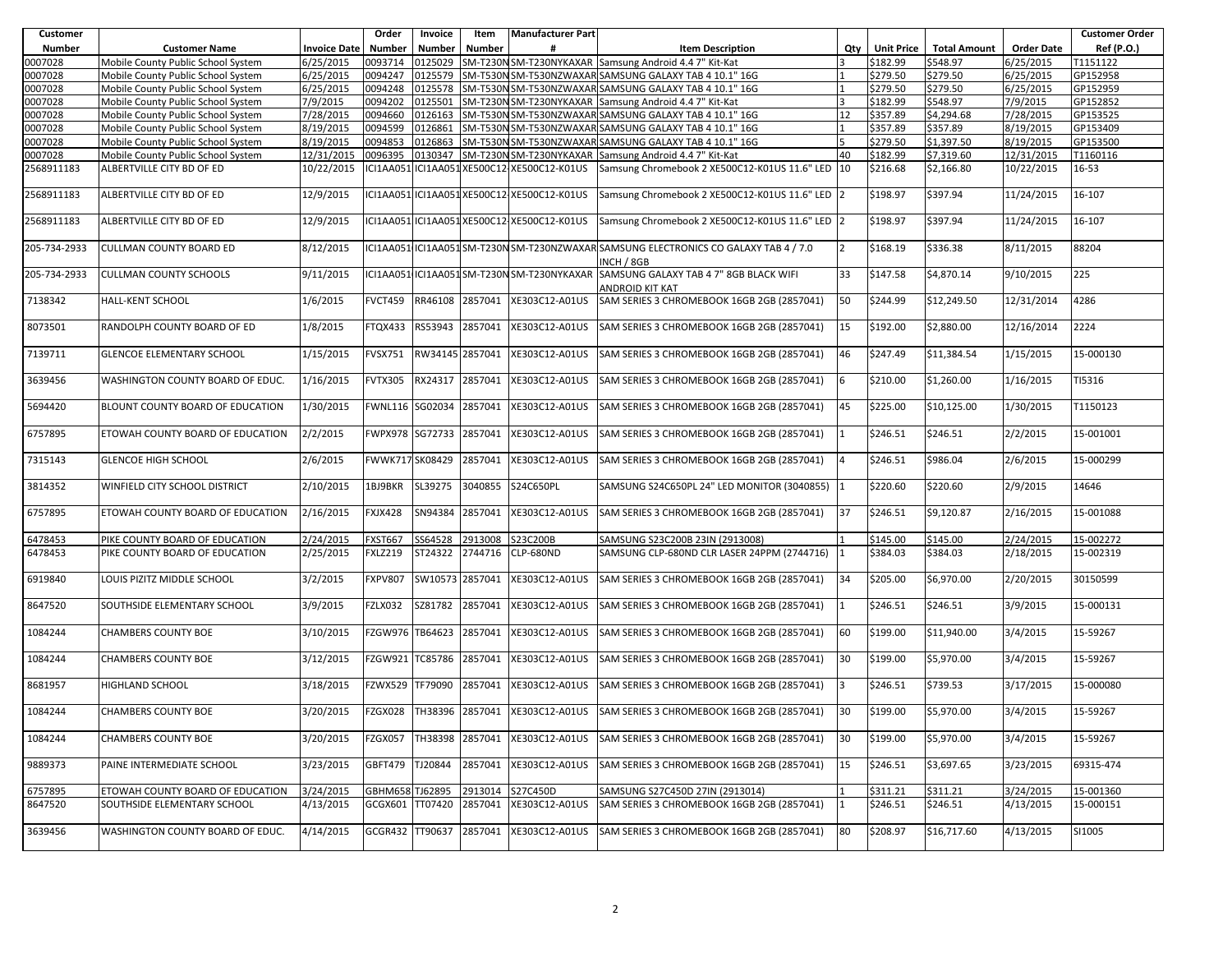| Customer Number | Customer Name | Invoice Date | Order Number | Invoice Number | Item Number | Manufacturer Part # | Item Description | Qty | Unit Price | Total Amount | Order Date | Customer Order Ref (P.O.) |
|---|---|---|---|---|---|---|---|---|---|---|---|---|
| 0007028 | Mobile County Public School System | 6/25/2015 | 0093714 | 0125029 | SM-T230N | SM-T230NYKAXAR | Samsung Android 4.4 7" Kit-Kat | 3 | $182.99 | $548.97 | 6/25/2015 | T1151122 |
| 0007028 | Mobile County Public School System | 6/25/2015 | 0094247 | 0125579 | SM-T530N | SM-T530NZWAXAR | SAMSUNG GALAXY TAB 4 10.1" 16G | 1 | $279.50 | $279.50 | 6/25/2015 | GP152958 |
| 0007028 | Mobile County Public School System | 6/25/2015 | 0094248 | 0125578 | SM-T530N | SM-T530NZWAXAR | SAMSUNG GALAXY TAB 4 10.1" 16G | 1 | $279.50 | $279.50 | 6/25/2015 | GP152959 |
| 0007028 | Mobile County Public School System | 7/9/2015 | 0094202 | 0125501 | SM-T230N | SM-T230NYKAXAR | Samsung Android 4.4 7" Kit-Kat | 3 | $182.99 | $548.97 | 7/9/2015 | GP152852 |
| 0007028 | Mobile County Public School System | 7/28/2015 | 0094660 | 0126163 | SM-T530N | SM-T530NZWAXAR | SAMSUNG GALAXY TAB 4 10.1" 16G | 12 | $357.89 | $4,294.68 | 7/28/2015 | GP153525 |
| 0007028 | Mobile County Public School System | 8/19/2015 | 0094599 | 0126861 | SM-T530N | SM-T530NZWAXAR | SAMSUNG GALAXY TAB 4 10.1" 16G | 1 | $357.89 | $357.89 | 8/19/2015 | GP153409 |
| 0007028 | Mobile County Public School System | 8/19/2015 | 0094853 | 0126863 | SM-T530N | SM-T530NZWAXAR | SAMSUNG GALAXY TAB 4 10.1" 16G | 5 | $279.50 | $1,397.50 | 8/19/2015 | GP153500 |
| 0007028 | Mobile County Public School System | 12/31/2015 | 0096395 | 0130347 | SM-T230N | SM-T230NYKAXAR | Samsung Android 4.4 7" Kit-Kat | 40 | $182.99 | $7,319.60 | 12/31/2015 | T1160116 |
| 2568911183 | ALBERTVILLE CITY BD OF ED | 10/22/2015 | ICI1AA051 | ICI1AA051 | XE500C12- | XE500C12-K01US | Samsung Chromebook 2 XE500C12-K01US 11.6" LED | 10 | $216.68 | $2,166.80 | 10/22/2015 | 16-53 |
| 2568911183 | ALBERTVILLE CITY BD OF ED | 12/9/2015 | ICI1AA051 | ICI1AA051 | XE500C12- | XE500C12-K01US | Samsung Chromebook 2 XE500C12-K01US 11.6" LED | 2 | $198.97 | $397.94 | 11/24/2015 | 16-107 |
| 2568911183 | ALBERTVILLE CITY BD OF ED | 12/9/2015 | ICI1AA051 | ICI1AA051 | XE500C12- | XE500C12-K01US | Samsung Chromebook 2 XE500C12-K01US 11.6" LED | 2 | $198.97 | $397.94 | 11/24/2015 | 16-107 |
| 205-734-2933 | CULLMAN COUNTY BOARD ED | 8/12/2015 | ICI1AA051 | ICI1AA051 | SM-T230N | SM-T230NZWAXAR | SAMSUNG ELECTRONICS CO GALAXY TAB 4 / 7.0 INCH / 8GB | 2 | $168.19 | $336.38 | 8/11/2015 | 88204 |
| 205-734-2933 | CULLMAN COUNTY SCHOOLS | 9/11/2015 | ICI1AA051 | ICI1AA051 | SM-T230N | SM-T230NYKAXAR | SAMSUNG GALAXY TAB 4 7" 8GB BLACK WIFI ANDROID KIT KAT | 33 | $147.58 | $4,870.14 | 9/10/2015 | 225 |
| 7138342 | HALL-KENT SCHOOL | 1/6/2015 | FVCT459 | RR46108 | 2857041 | XE303C12-A01US | SAM SERIES 3 CHROMEBOOK 16GB 2GB (2857041) | 50 | $244.99 | $12,249.50 | 12/31/2014 | 4286 |
| 8073501 | RANDOLPH COUNTY BOARD OF ED | 1/8/2015 | FTQX433 | RS53943 | 2857041 | XE303C12-A01US | SAM SERIES 3 CHROMEBOOK 16GB 2GB (2857041) | 15 | $192.00 | $2,880.00 | 12/16/2014 | 2224 |
| 7139711 | GLENCOE ELEMENTARY SCHOOL | 1/15/2015 | FVSX751 | RW34145 | 2857041 | XE303C12-A01US | SAM SERIES 3 CHROMEBOOK 16GB 2GB (2857041) | 46 | $247.49 | $11,384.54 | 1/15/2015 | 15-000130 |
| 3639456 | WASHINGTON COUNTY BOARD OF EDUC. | 1/16/2015 | FVTX305 | RX24317 | 2857041 | XE303C12-A01US | SAM SERIES 3 CHROMEBOOK 16GB 2GB (2857041) | 6 | $210.00 | $1,260.00 | 1/16/2015 | TI5316 |
| 5694420 | BLOUNT COUNTY BOARD OF EDUCATION | 1/30/2015 | FWNL116 | SG02034 | 2857041 | XE303C12-A01US | SAM SERIES 3 CHROMEBOOK 16GB 2GB (2857041) | 45 | $225.00 | $10,125.00 | 1/30/2015 | T1150123 |
| 6757895 | ETOWAH COUNTY BOARD OF EDUCATION | 2/2/2015 | FWPX978 | SG72733 | 2857041 | XE303C12-A01US | SAM SERIES 3 CHROMEBOOK 16GB 2GB (2857041) | 1 | $246.51 | $246.51 | 2/2/2015 | 15-001001 |
| 7315143 | GLENCOE HIGH SCHOOL | 2/6/2015 | FWWK717 | SK08429 | 2857041 | XE303C12-A01US | SAM SERIES 3 CHROMEBOOK 16GB 2GB (2857041) | 4 | $246.51 | $986.04 | 2/6/2015 | 15-000299 |
| 3814352 | WINFIELD CITY SCHOOL DISTRICT | 2/10/2015 | 1BJ9BKR | SL39275 | 3040855 | S24C650PL | SAMSUNG S24C650PL 24" LED MONITOR (3040855) | 1 | $220.60 | $220.60 | 2/9/2015 | 14646 |
| 6757895 | ETOWAH COUNTY BOARD OF EDUCATION | 2/16/2015 | FXJX428 | SN94384 | 2857041 | XE303C12-A01US | SAM SERIES 3 CHROMEBOOK 16GB 2GB (2857041) | 37 | $246.51 | $9,120.87 | 2/16/2015 | 15-001088 |
| 6478453 | PIKE COUNTY BOARD OF EDUCATION | 2/24/2015 | FXST667 | SS64528 | 2913008 | S23C200B | SAMSUNG S23C200B 23IN (2913008) | 1 | $145.00 | $145.00 | 2/24/2015 | 15-002272 |
| 6478453 | PIKE COUNTY BOARD OF EDUCATION | 2/25/2015 | FXLZ219 | ST24322 | 2744716 | CLP-680ND | SAMSUNG CLP-680ND CLR LASER 24PPM (2744716) | 1 | $384.03 | $384.03 | 2/18/2015 | 15-002319 |
| 6919840 | LOUIS PIZITZ MIDDLE SCHOOL | 3/2/2015 | FXPV807 | SW10573 | 2857041 | XE303C12-A01US | SAM SERIES 3 CHROMEBOOK 16GB 2GB (2857041) | 34 | $205.00 | $6,970.00 | 2/20/2015 | 30150599 |
| 8647520 | SOUTHSIDE ELEMENTARY SCHOOL | 3/9/2015 | FZLX032 | SZ81782 | 2857041 | XE303C12-A01US | SAM SERIES 3 CHROMEBOOK 16GB 2GB (2857041) | 1 | $246.51 | $246.51 | 3/9/2015 | 15-000131 |
| 1084244 | CHAMBERS COUNTY BOE | 3/10/2015 | FZGW976 | TB64623 | 2857041 | XE303C12-A01US | SAM SERIES 3 CHROMEBOOK 16GB 2GB (2857041) | 60 | $199.00 | $11,940.00 | 3/4/2015 | 15-59267 |
| 1084244 | CHAMBERS COUNTY BOE | 3/12/2015 | FZGW921 | TC85786 | 2857041 | XE303C12-A01US | SAM SERIES 3 CHROMEBOOK 16GB 2GB (2857041) | 30 | $199.00 | $5,970.00 | 3/4/2015 | 15-59267 |
| 8681957 | HIGHLAND SCHOOL | 3/18/2015 | FZWX529 | TF79090 | 2857041 | XE303C12-A01US | SAM SERIES 3 CHROMEBOOK 16GB 2GB (2857041) | 3 | $246.51 | $739.53 | 3/17/2015 | 15-000080 |
| 1084244 | CHAMBERS COUNTY BOE | 3/20/2015 | FZGX028 | TH38396 | 2857041 | XE303C12-A01US | SAM SERIES 3 CHROMEBOOK 16GB 2GB (2857041) | 30 | $199.00 | $5,970.00 | 3/4/2015 | 15-59267 |
| 1084244 | CHAMBERS COUNTY BOE | 3/20/2015 | FZGX057 | TH38398 | 2857041 | XE303C12-A01US | SAM SERIES 3 CHROMEBOOK 16GB 2GB (2857041) | 30 | $199.00 | $5,970.00 | 3/4/2015 | 15-59267 |
| 9889373 | PAINE INTERMEDIATE SCHOOL | 3/23/2015 | GBFT479 | TJ20844 | 2857041 | XE303C12-A01US | SAM SERIES 3 CHROMEBOOK 16GB 2GB (2857041) | 15 | $246.51 | $3,697.65 | 3/23/2015 | 69315-474 |
| 6757895 | ETOWAH COUNTY BOARD OF EDUCATION | 3/24/2015 | GBHM658 | TJ62895 | 2913014 | S27C450D | SAMSUNG S27C450D 27IN (2913014) | 1 | $311.21 | $311.21 | 3/24/2015 | 15-001360 |
| 8647520 | SOUTHSIDE ELEMENTARY SCHOOL | 4/13/2015 | GCGX601 | TT07420 | 2857041 | XE303C12-A01US | SAM SERIES 3 CHROMEBOOK 16GB 2GB (2857041) | 1 | $246.51 | $246.51 | 4/13/2015 | 15-000151 |
| 3639456 | WASHINGTON COUNTY BOARD OF EDUC. | 4/14/2015 | GCGR432 | TT90637 | 2857041 | XE303C12-A01US | SAM SERIES 3 CHROMEBOOK 16GB 2GB (2857041) | 80 | $208.97 | $16,717.60 | 4/13/2015 | SI1005 |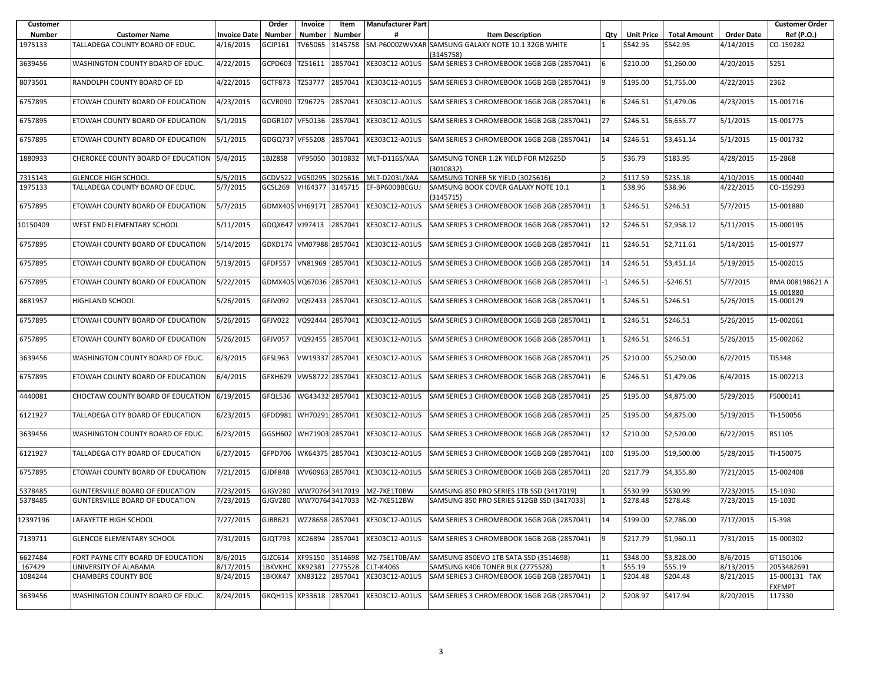| Customer Number | Customer Name | Invoice Date | Order Number | Invoice Number | Item Number | Manufacturer Part # | Item Description | Qty | Unit Price | Total Amount | Order Date | Customer Order Ref (P.O.) |
|---|---|---|---|---|---|---|---|---|---|---|---|---|
| 1975133 | TALLADEGA COUNTY BOARD OF EDUC. | 4/16/2015 | GCJP161 | TV65065 | 3145758 | SM-P6000ZWVXAR | SAMSUNG GALAXY NOTE 10.1 32GB WHITE (3145758) | 1 | $542.95 | $542.95 | 4/14/2015 | CO-159282 |
| 3639456 | WASHINGTON COUNTY BOARD OF EDUC. | 4/22/2015 | GCPD603 | TZ51611 | 2857041 | XE303C12-A01US | SAM SERIES 3 CHROMEBOOK 16GB 2GB (2857041) | 6 | $210.00 | $1,260.00 | 4/20/2015 | 5251 |
| 8073501 | RANDOLPH COUNTY BOARD OF ED | 4/22/2015 | GCTF873 | TZ53777 | 2857041 | XE303C12-A01US | SAM SERIES 3 CHROMEBOOK 16GB 2GB (2857041) | 9 | $195.00 | $1,755.00 | 4/22/2015 | 2362 |
| 6757895 | ETOWAH COUNTY BOARD OF EDUCATION | 4/23/2015 | GCVR090 | TZ96725 | 2857041 | XE303C12-A01US | SAM SERIES 3 CHROMEBOOK 16GB 2GB (2857041) | 6 | $246.51 | $1,479.06 | 4/23/2015 | 15-001716 |
| 6757895 | ETOWAH COUNTY BOARD OF EDUCATION | 5/1/2015 | GDGR107 | VF50136 | 2857041 | XE303C12-A01US | SAM SERIES 3 CHROMEBOOK 16GB 2GB (2857041) | 27 | $246.51 | $6,655.77 | 5/1/2015 | 15-001775 |
| 6757895 | ETOWAH COUNTY BOARD OF EDUCATION | 5/1/2015 | GDGQ737 | VF55208 | 2857041 | XE303C12-A01US | SAM SERIES 3 CHROMEBOOK 16GB 2GB (2857041) | 14 | $246.51 | $3,451.14 | 5/1/2015 | 15-001732 |
| 1880933 | CHEROKEE COUNTY BOARD OF EDUCATION | 5/4/2015 | 1BJZ8S8 | VF95050 | 3010832 | MLT-D116S/XAA | SAMSUNG TONER 1.2K YIELD FOR M2625D (3010832) | 5 | $36.79 | $183.95 | 4/28/2015 | 15-2868 |
| 7315143 | GLENCOE HIGH SCHOOL | 5/5/2015 | GCDV522 | VG50295 | 3025616 | MLT-D203L/XAA | SAMSUNG TONER 5K YIELD (3025616) | 2 | $117.59 | $235.18 | 4/10/2015 | 15-000440 |
| 1975133 | TALLADEGA COUNTY BOARD OF EDUC. | 5/7/2015 | GCSL269 | VH64377 | 3145715 | EF-BP600BBEGUJ | SAMSUNG BOOK COVER GALAXY NOTE 10.1 (3145715) | 1 | $38.96 | $38.96 | 4/22/2015 | CO-159293 |
| 6757895 | ETOWAH COUNTY BOARD OF EDUCATION | 5/7/2015 | GDMX405 | VH69171 | 2857041 | XE303C12-A01US | SAM SERIES 3 CHROMEBOOK 16GB 2GB (2857041) | 1 | $246.51 | $246.51 | 5/7/2015 | 15-001880 |
| 10150409 | WEST END ELEMENTARY SCHOOL | 5/11/2015 | GDQX647 | VJ97413 | 2857041 | XE303C12-A01US | SAM SERIES 3 CHROMEBOOK 16GB 2GB (2857041) | 12 | $246.51 | $2,958.12 | 5/11/2015 | 15-000195 |
| 6757895 | ETOWAH COUNTY BOARD OF EDUCATION | 5/14/2015 | GDXD174 | VM07988 | 2857041 | XE303C12-A01US | SAM SERIES 3 CHROMEBOOK 16GB 2GB (2857041) | 11 | $246.51 | $2,711.61 | 5/14/2015 | 15-001977 |
| 6757895 | ETOWAH COUNTY BOARD OF EDUCATION | 5/19/2015 | GFDF557 | VN81969 | 2857041 | XE303C12-A01US | SAM SERIES 3 CHROMEBOOK 16GB 2GB (2857041) | 14 | $246.51 | $3,451.14 | 5/19/2015 | 15-002015 |
| 6757895 | ETOWAH COUNTY BOARD OF EDUCATION | 5/22/2015 | GDMX405 | VQ67036 | 2857041 | XE303C12-A01US | SAM SERIES 3 CHROMEBOOK 16GB 2GB (2857041) | -1 | $246.51 | -$246.51 | 5/7/2015 | RMA 008198621 A 15-001880 |
| 8681957 | HIGHLAND SCHOOL | 5/26/2015 | GFJV092 | VQ92433 | 2857041 | XE303C12-A01US | SAM SERIES 3 CHROMEBOOK 16GB 2GB (2857041) | 1 | $246.51 | $246.51 | 5/26/2015 | 15-000129 |
| 6757895 | ETOWAH COUNTY BOARD OF EDUCATION | 5/26/2015 | GFJV022 | VQ92444 | 2857041 | XE303C12-A01US | SAM SERIES 3 CHROMEBOOK 16GB 2GB (2857041) | 1 | $246.51 | $246.51 | 5/26/2015 | 15-002061 |
| 6757895 | ETOWAH COUNTY BOARD OF EDUCATION | 5/26/2015 | GFJV057 | VQ92455 | 2857041 | XE303C12-A01US | SAM SERIES 3 CHROMEBOOK 16GB 2GB (2857041) | 1 | $246.51 | $246.51 | 5/26/2015 | 15-002062 |
| 3639456 | WASHINGTON COUNTY BOARD OF EDUC. | 6/3/2015 | GFSL963 | VW19337 | 2857041 | XE303C12-A01US | SAM SERIES 3 CHROMEBOOK 16GB 2GB (2857041) | 25 | $210.00 | $5,250.00 | 6/2/2015 | TI5348 |
| 6757895 | ETOWAH COUNTY BOARD OF EDUCATION | 6/4/2015 | GFXH629 | VW58722 | 2857041 | XE303C12-A01US | SAM SERIES 3 CHROMEBOOK 16GB 2GB (2857041) | 6 | $246.51 | $1,479.06 | 6/4/2015 | 15-002213 |
| 4440081 | CHOCTAW COUNTY BOARD OF EDUCATION | 6/19/2015 | GFQL536 | WG43432 | 2857041 | XE303C12-A01US | SAM SERIES 3 CHROMEBOOK 16GB 2GB (2857041) | 25 | $195.00 | $4,875.00 | 5/29/2015 | F5000141 |
| 6121927 | TALLADEGA CITY BOARD OF EDUCATION | 6/23/2015 | GFDD981 | WH70291 | 2857041 | XE303C12-A01US | SAM SERIES 3 CHROMEBOOK 16GB 2GB (2857041) | 25 | $195.00 | $4,875.00 | 5/19/2015 | TI-150056 |
| 3639456 | WASHINGTON COUNTY BOARD OF EDUC. | 6/23/2015 | GGSH602 | WH71903 | 2857041 | XE303C12-A01US | SAM SERIES 3 CHROMEBOOK 16GB 2GB (2857041) | 12 | $210.00 | $2,520.00 | 6/22/2015 | RS1105 |
| 6121927 | TALLADEGA CITY BOARD OF EDUCATION | 6/27/2015 | GFPD706 | WK64375 | 2857041 | XE303C12-A01US | SAM SERIES 3 CHROMEBOOK 16GB 2GB (2857041) | 100 | $195.00 | $19,500.00 | 5/28/2015 | TI-150075 |
| 6757895 | ETOWAH COUNTY BOARD OF EDUCATION | 7/21/2015 | GJDF848 | WV60963 | 2857041 | XE303C12-A01US | SAM SERIES 3 CHROMEBOOK 16GB 2GB (2857041) | 20 | $217.79 | $4,355.80 | 7/21/2015 | 15-002408 |
| 5378485 | GUNTERSVILLE BOARD OF EDUCATION | 7/23/2015 | GJGV280 | WW70764 | 3417019 | MZ-7KE1T0BW | SAMSUNG 850 PRO SERIES 1TB SSD (3417019) | 1 | $530.99 | $530.99 | 7/23/2015 | 15-1030 |
| 5378485 | GUNTERSVILLE BOARD OF EDUCATION | 7/23/2015 | GJGV280 | WW70764 | 3417033 | MZ-7KE512BW | SAMSUNG 850 PRO SERIES 512GB SSD (3417033) | 1 | $278.48 | $278.48 | 7/23/2015 | 15-1030 |
| 12397196 | LAFAYETTE HIGH SCHOOL | 7/27/2015 | GJBB621 | WZ28658 | 2857041 | XE303C12-A01US | SAM SERIES 3 CHROMEBOOK 16GB 2GB (2857041) | 14 | $199.00 | $2,786.00 | 7/17/2015 | L5-398 |
| 7139711 | GLENCOE ELEMENTARY SCHOOL | 7/31/2015 | GJQT793 | XC26894 | 2857041 | XE303C12-A01US | SAM SERIES 3 CHROMEBOOK 16GB 2GB (2857041) | 9 | $217.79 | $1,960.11 | 7/31/2015 | 15-000302 |
| 6627484 | FORT PAYNE CITY BOARD OF EDUCATION | 8/6/2015 | GJZC614 | XF95150 | 3514698 | MZ-75E1T0B/AM | SAMSUNG 850EVO 1TB SATA SSD (3514698) | 11 | $348.00 | $3,828.00 | 8/6/2015 | GT150106 |
| 167429 | UNIVERSITY OF ALABAMA | 8/17/2015 | 1BKVKHC | XK92381 | 2775528 | CLT-K406S | SAMSUNG K406 TONER BLK (2775528) | 1 | $55.19 | $55.19 | 8/13/2015 | 2053482691 |
| 1084244 | CHAMBERS COUNTY BOE | 8/24/2015 | 1BKXK47 | XN83122 | 2857041 | XE303C12-A01US | SAM SERIES 3 CHROMEBOOK 16GB 2GB (2857041) | 1 | $204.48 | $204.48 | 8/21/2015 | 15-000131 TAX EXEMPT |
| 3639456 | WASHINGTON COUNTY BOARD OF EDUC. | 8/24/2015 | GKQH115 | XP33618 | 2857041 | XE303C12-A01US | SAM SERIES 3 CHROMEBOOK 16GB 2GB (2857041) | 2 | $208.97 | $417.94 | 8/20/2015 | 117330 |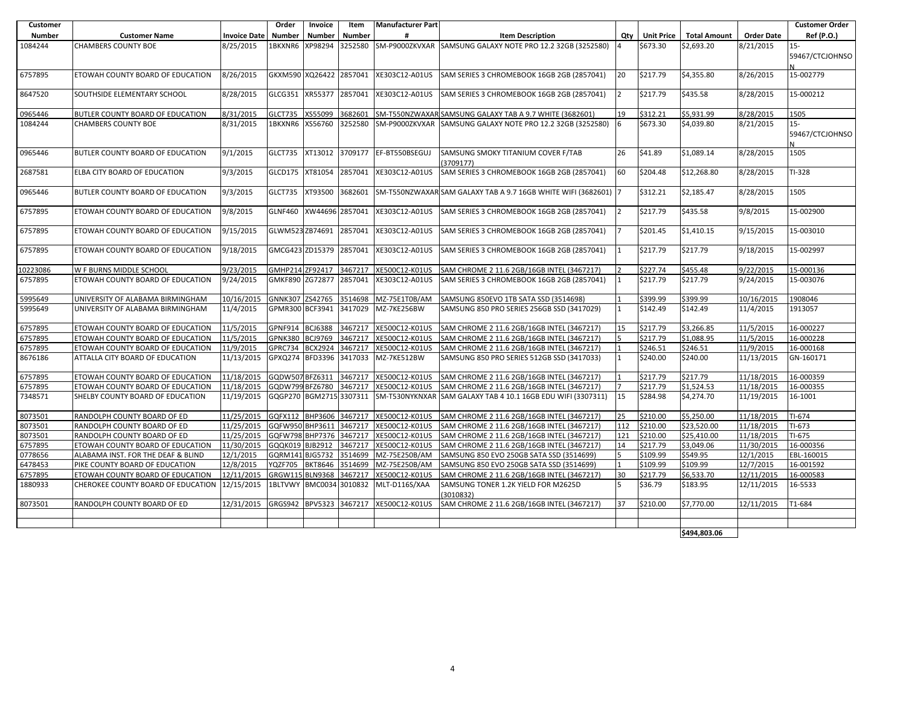| Customer Number | Customer Name | Invoice Date | Order Number | Invoice Number | Item Number | Manufacturer Part # | Item Description | Qty | Unit Price | Total Amount | Order Date | Customer Order Ref (P.O.) |
|---|---|---|---|---|---|---|---|---|---|---|---|---|
| 1084244 | CHAMBERS COUNTY BOE | 8/25/2015 | 1BKXNR6 | XP98294 | 3252580 | SM-P9000ZKVXAR | SAMSUNG GALAXY NOTE PRO 12.2 32GB (3252580) | 4 | $673.30 | $2,693.20 | 8/21/2015 | 15-59467/CTCJOHNSON |
| 6757895 | ETOWAH COUNTY BOARD OF EDUCATION | 8/26/2015 | GKXM590 | XQ26422 | 2857041 | XE303C12-A01US | SAM SERIES 3 CHROMEBOOK 16GB 2GB (2857041) | 20 | $217.79 | $4,355.80 | 8/26/2015 | 15-002779 |
| 8647520 | SOUTHSIDE ELEMENTARY SCHOOL | 8/28/2015 | GLCG351 | XR55377 | 2857041 | XE303C12-A01US | SAM SERIES 3 CHROMEBOOK 16GB 2GB (2857041) | 2 | $217.79 | $435.58 | 8/28/2015 | 15-000212 |
| 0965446 | BUTLER COUNTY BOARD OF EDUCATION | 8/31/2015 | GLCT735 | XS55099 | 3682601 | SM-T550NZWAXAR | SAMSUNG GALAXY TAB A 9.7 WHITE (3682601) | 19 | $312.21 | $5,931.99 | 8/28/2015 | 1505 |
| 1084244 | CHAMBERS COUNTY BOE | 8/31/2015 | 1BKXNR6 | XS56760 | 3252580 | SM-P9000ZKVXAR | SAMSUNG GALAXY NOTE PRO 12.2 32GB (3252580) | 6 | $673.30 | $4,039.80 | 8/21/2015 | 15-59467/CTCJOHNSON |
| 0965446 | BUTLER COUNTY BOARD OF EDUCATION | 9/1/2015 | GLCT735 | XT13012 | 3709177 | EF-BT550BSEGUJ | SAMSUNG SMOKY TITANIUM COVER F/TAB (3709177) | 26 | $41.89 | $1,089.14 | 8/28/2015 | 1505 |
| 2687581 | ELBA CITY BOARD OF EDUCATION | 9/3/2015 | GLCD175 | XT81054 | 2857041 | XE303C12-A01US | SAM SERIES 3 CHROMEBOOK 16GB 2GB (2857041) | 60 | $204.48 | $12,268.80 | 8/28/2015 | TI-328 |
| 0965446 | BUTLER COUNTY BOARD OF EDUCATION | 9/3/2015 | GLCT735 | XT93500 | 3682601 | SM-T550NZWAXAR | SAM GALAXY TAB A 9.7 16GB WHITE WIFI (3682601) | 7 | $312.21 | $2,185.47 | 8/28/2015 | 1505 |
| 6757895 | ETOWAH COUNTY BOARD OF EDUCATION | 9/8/2015 | GLNF460 | XW44696 | 2857041 | XE303C12-A01US | SAM SERIES 3 CHROMEBOOK 16GB 2GB (2857041) | 2 | $217.79 | $435.58 | 9/8/2015 | 15-002900 |
| 6757895 | ETOWAH COUNTY BOARD OF EDUCATION | 9/15/2015 | GLWM523 | ZB74691 | 2857041 | XE303C12-A01US | SAM SERIES 3 CHROMEBOOK 16GB 2GB (2857041) | 7 | $201.45 | $1,410.15 | 9/15/2015 | 15-003010 |
| 6757895 | ETOWAH COUNTY BOARD OF EDUCATION | 9/18/2015 | GMCG423 | ZD15379 | 2857041 | XE303C12-A01US | SAM SERIES 3 CHROMEBOOK 16GB 2GB (2857041) | 1 | $217.79 | $217.79 | 9/18/2015 | 15-002997 |
| 10223086 | W F BURNS MIDDLE SCHOOL | 9/23/2015 | GMHP214 | ZF92417 | 3467217 | XE500C12-K01US | SAM CHROME 2 11.6 2GB/16GB INTEL (3467217) | 2 | $227.74 | $455.48 | 9/22/2015 | 15-000136 |
| 6757895 | ETOWAH COUNTY BOARD OF EDUCATION | 9/24/2015 | GMKF890 | ZG72877 | 2857041 | XE303C12-A01US | SAM SERIES 3 CHROMEBOOK 16GB 2GB (2857041) | 1 | $217.79 | $217.79 | 9/24/2015 | 15-003076 |
| 5995649 | UNIVERSITY OF ALABAMA BIRMINGHAM | 10/16/2015 | GNNK307 | ZS42765 | 3514698 | MZ-75E1T0B/AM | SAMSUNG 850EVO 1TB SATA SSD (3514698) | 1 | $399.99 | $399.99 | 10/16/2015 | 1908046 |
| 5995649 | UNIVERSITY OF ALABAMA BIRMINGHAM | 11/4/2015 | GPMR300 | BCF3941 | 3417029 | MZ-7KE256BW | SAMSUNG 850 PRO SERIES 256GB SSD (3417029) | 1 | $142.49 | $142.49 | 11/4/2015 | 1913057 |
| 6757895 | ETOWAH COUNTY BOARD OF EDUCATION | 11/5/2015 | GPNF914 | BCJ6388 | 3467217 | XE500C12-K01US | SAM CHROME 2 11.6 2GB/16GB INTEL (3467217) | 15 | $217.79 | $3,266.85 | 11/5/2015 | 16-000227 |
| 6757895 | ETOWAH COUNTY BOARD OF EDUCATION | 11/5/2015 | GPNK380 | BCJ9769 | 3467217 | XE500C12-K01US | SAM CHROME 2 11.6 2GB/16GB INTEL (3467217) | 5 | $217.79 | $1,088.95 | 11/5/2015 | 16-000228 |
| 6757895 | ETOWAH COUNTY BOARD OF EDUCATION | 11/9/2015 | GPRC734 | BCX2924 | 3467217 | XE500C12-K01US | SAM CHROME 2 11.6 2GB/16GB INTEL (3467217) | 1 | $246.51 | $246.51 | 11/9/2015 | 16-000168 |
| 8676186 | ATTALLA CITY BOARD OF EDUCATION | 11/13/2015 | GPXQ274 | BFD3396 | 3417033 | MZ-7KE512BW | SAMSUNG 850 PRO SERIES 512GB SSD (3417033) | 1 | $240.00 | $240.00 | 11/13/2015 | GN-160171 |
| 6757895 | ETOWAH COUNTY BOARD OF EDUCATION | 11/18/2015 | GQDW507 | BFZ6311 | 3467217 | XE500C12-K01US | SAM CHROME 2 11.6 2GB/16GB INTEL (3467217) | 1 | $217.79 | $217.79 | 11/18/2015 | 16-000359 |
| 6757895 | ETOWAH COUNTY BOARD OF EDUCATION | 11/18/2015 | GQDW799 | BFZ6780 | 3467217 | XE500C12-K01US | SAM CHROME 2 11.6 2GB/16GB INTEL (3467217) | 7 | $217.79 | $1,524.53 | 11/18/2015 | 16-000355 |
| 7348571 | SHELBY COUNTY BOARD OF EDUCATION | 11/19/2015 | GQGP270 | BGM2715 | 3307311 | SM-T530NYKNXAR | SAM GALAXY TAB 4 10.1 16GB EDU WIFI (3307311) | 15 | $284.98 | $4,274.70 | 11/19/2015 | 16-1001 |
| 8073501 | RANDOLPH COUNTY BOARD OF ED | 11/25/2015 | GQFX112 | BHP3606 | 3467217 | XE500C12-K01US | SAM CHROME 2 11.6 2GB/16GB INTEL (3467217) | 25 | $210.00 | $5,250.00 | 11/18/2015 | TI-674 |
| 8073501 | RANDOLPH COUNTY BOARD OF ED | 11/25/2015 | GQFW950 | BHP3611 | 3467217 | XE500C12-K01US | SAM CHROME 2 11.6 2GB/16GB INTEL (3467217) | 112 | $210.00 | $23,520.00 | 11/18/2015 | TI-673 |
| 8073501 | RANDOLPH COUNTY BOARD OF ED | 11/25/2015 | GQFW798 | BHP7376 | 3467217 | XE500C12-K01US | SAM CHROME 2 11.6 2GB/16GB INTEL (3467217) | 121 | $210.00 | $25,410.00 | 11/18/2015 | TI-675 |
| 6757895 | ETOWAH COUNTY BOARD OF EDUCATION | 11/30/2015 | GQQK019 | BJB2912 | 3467217 | XE500C12-K01US | SAM CHROME 2 11.6 2GB/16GB INTEL (3467217) | 14 | $217.79 | $3,049.06 | 11/30/2015 | 16-000356 |
| 0778656 | ALABAMA INST. FOR THE DEAF & BLIND | 12/1/2015 | GQRM141 | BJG5732 | 3514699 | MZ-75E250B/AM | SAMSUNG 850 EVO 250GB SATA SSD (3514699) | 5 | $109.99 | $549.95 | 12/1/2015 | EBL-160015 |
| 6478453 | PIKE COUNTY BOARD OF EDUCATION | 12/8/2015 | YQZF705 | BKT8646 | 3514699 | MZ-75E250B/AM | SAMSUNG 850 EVO 250GB SATA SSD (3514699) | 1 | $109.99 | $109.99 | 12/7/2015 | 16-001592 |
| 6757895 | ETOWAH COUNTY BOARD OF EDUCATION | 12/11/2015 | GRGW115 | BLN9368 | 3467217 | XE500C12-K01US | SAM CHROME 2 11.6 2GB/16GB INTEL (3467217) | 30 | $217.79 | $6,533.70 | 12/11/2015 | 16-000583 |
| 1880933 | CHEROKEE COUNTY BOARD OF EDUCATION | 12/15/2015 | 1BLTVWY | BMC0034 | 3010832 | MLT-D116S/XAA | SAMSUNG TONER 1.2K YIELD FOR M2625D (3010832) | 5 | $36.79 | $183.95 | 12/11/2015 | 16-5533 |
| 8073501 | RANDOLPH COUNTY BOARD OF ED | 12/31/2015 | GRGS942 | BPV5323 | 3467217 | XE500C12-K01US | SAM CHROME 2 11.6 2GB/16GB INTEL (3467217) | 37 | $210.00 | $7,770.00 | 12/11/2015 | T1-684 |
| | | | | | | | | | | $494,803.06 | | |